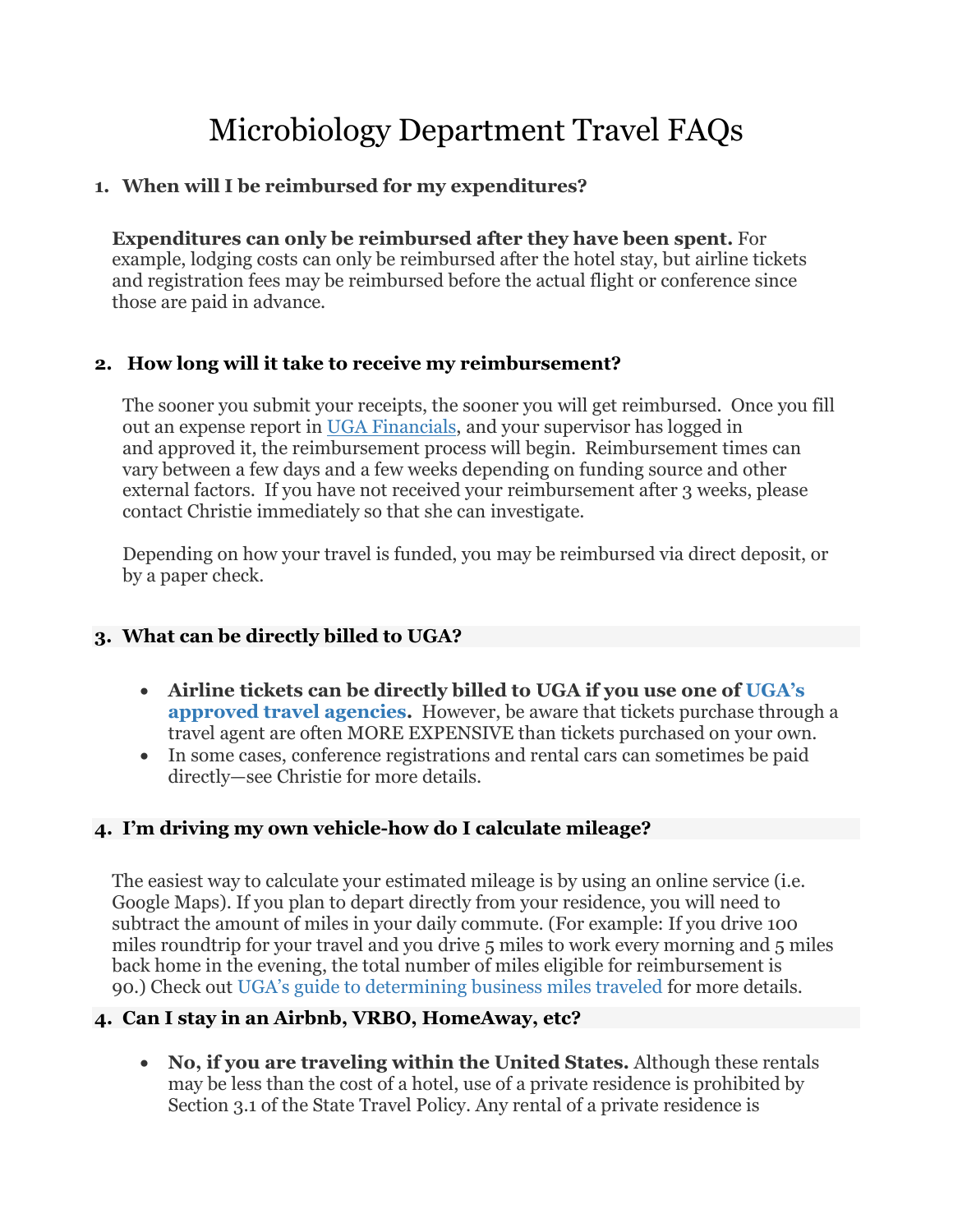# Microbiology Department Travel FAQs

1. **When will I be reimbursed for my expenditures?**

   **Expenditures can only be reimbursed after they have been spent.** For example, lodging costs can only be reimbursed after the hotel stay, but airline tickets and registration fees may be reimbursed before the actual flight or conference since those are paid in advance.

2. **How long will it take to receive my reimbursement?**

   The sooner you submit your receipts, the sooner you will get reimbursed. Once you fill out an expense report in UGA Financials, and your supervisor has logged in and approved it, the reimbursement process will begin. Reimbursement times can vary between a few days and a few weeks depending on funding source and other external factors. If you have not received your reimbursement after 3 weeks, please contact Christie immediately so that she can investigate.

   Depending on how your travel is funded, you may be reimbursed via direct deposit, or by a paper check.

3. **What can be directly billed to UGA?**

   - **Airline tickets can be directly billed to UGA if you use one of UGA's approved travel agencies.** However, be aware that tickets purchase through a travel agent are often MORE EXPENSIVE than tickets purchased on your own.
   - In some cases, conference registrations and rental cars can sometimes be paid directly—see Christie for more details.

4. **I'm driving my own vehicle-how do I calculate mileage?**

   The easiest way to calculate your estimated mileage is by using an online service (i.e. Google Maps). If you plan to depart directly from your residence, you will need to subtract the amount of miles in your daily commute. (For example: If you drive 100 miles roundtrip for your travel and you drive 5 miles to work every morning and 5 miles back home in the evening, the total number of miles eligible for reimbursement is 90.) Check out UGA's guide to determining business miles traveled for more details.

4. **Can I stay in an Airbnb, VRBO, HomeAway, etc?**

   - **No, if you are traveling within the United States.** Although these rentals may be less than the cost of a hotel, use of a private residence is prohibited by Section 3.1 of the State Travel Policy. Any rental of a private residence is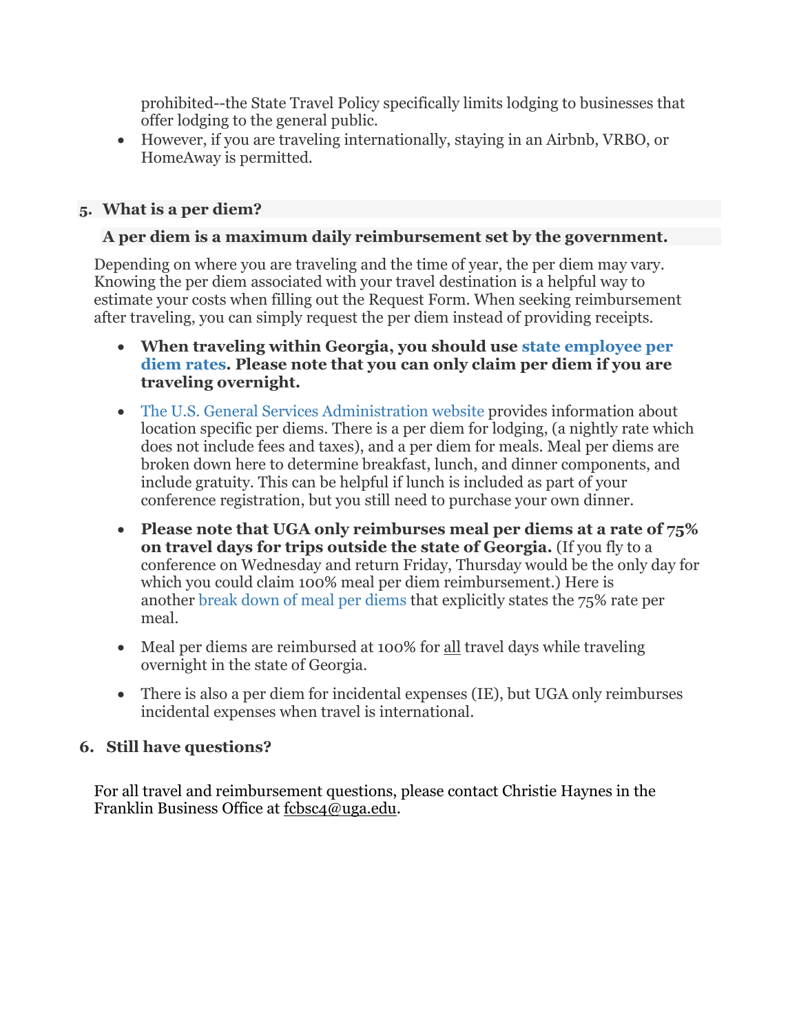prohibited--the State Travel Policy specifically limits lodging to businesses that offer lodging to the general public.

- However, if you are traveling internationally, staying in an Airbnb, VRBO, or HomeAway is permitted.

## 5. What is a per diem?

**A per diem is a maximum daily reimbursement set by the government.**

Depending on where you are traveling and the time of year, the per diem may vary. Knowing the per diem associated with your travel destination is a helpful way to estimate your costs when filling out the Request Form. When seeking reimbursement after traveling, you can simply request the per diem instead of providing receipts.

- **When traveling within Georgia, you should use state employee per diem rates. Please note that you can only claim per diem if you are traveling overnight.**
- The U.S. General Services Administration website provides information about location specific per diems. There is a per diem for lodging, (a nightly rate which does not include fees and taxes), and a per diem for meals. Meal per diems are broken down here to determine breakfast, lunch, and dinner components, and include gratuity. This can be helpful if lunch is included as part of your conference registration, but you still need to purchase your own dinner.
- **Please note that UGA only reimburses meal per diems at a rate of 75% on travel days for trips outside the state of Georgia.** (If you fly to a conference on Wednesday and return Friday, Thursday would be the only day for which you could claim 100% meal per diem reimbursement.) Here is another break down of meal per diems that explicitly states the 75% rate per meal.
- Meal per diems are reimbursed at 100% for all travel days while traveling overnight in the state of Georgia.
- There is also a per diem for incidental expenses (IE), but UGA only reimburses incidental expenses when travel is international.

## 6. Still have questions?

For all travel and reimbursement questions, please contact Christie Haynes in the Franklin Business Office at fcbsc4@uga.edu.